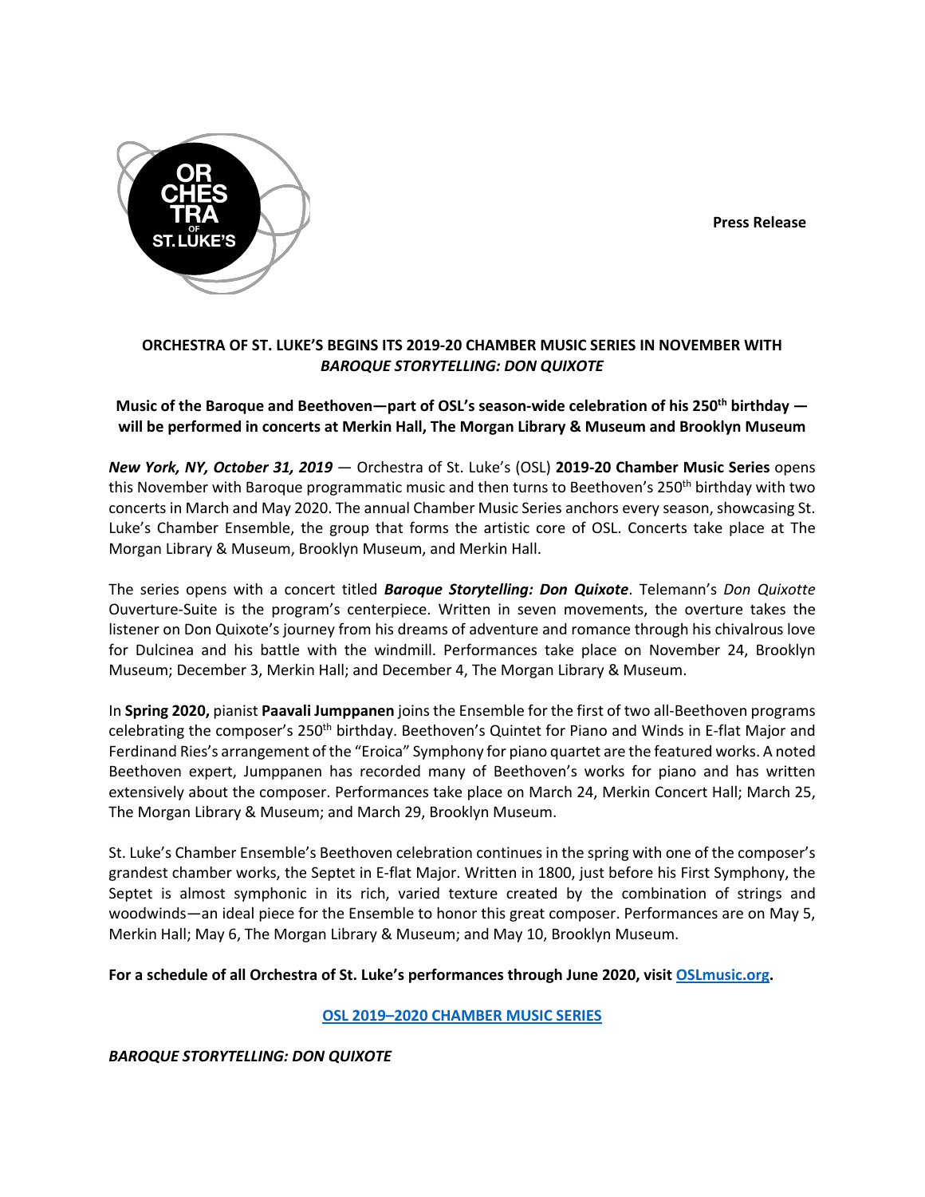**Press Release**

## ORCHESTRA OF ST. LUKE'S BEGINS ITS 2019-20 CHAMBER MUSIC SERIES IN NOVEMBER WITH *BAROQUE STORYTELLING: DON QUIXOTE*

### Music of the Baroque and Beethoven—part of OSL's season-wide celebration of his 250th birthday — will be performed in concerts at Merkin Hall, The Morgan Library & Museum and Brooklyn Museum

***New York, NY, October 31, 2019*** — Orchestra of St. Luke's (OSL) **2019-20 Chamber Music Series** opens this November with Baroque programmatic music and then turns to Beethoven's 250th birthday with two concerts in March and May 2020. The annual Chamber Music Series anchors every season, showcasing St. Luke's Chamber Ensemble, the group that forms the artistic core of OSL. Concerts take place at The Morgan Library & Museum, Brooklyn Museum, and Merkin Hall.

The series opens with a concert titled ***Baroque Storytelling: Don Quixote***. Telemann's *Don Quixotte* Ouverture-Suite is the program's centerpiece. Written in seven movements, the overture takes the listener on Don Quixote's journey from his dreams of adventure and romance through his chivalrous love for Dulcinea and his battle with the windmill. Performances take place on November 24, Brooklyn Museum; December 3, Merkin Hall; and December 4, The Morgan Library & Museum.

In **Spring 2020,** pianist **Paavali Jumppanen** joins the Ensemble for the first of two all-Beethoven programs celebrating the composer's 250th birthday. Beethoven's Quintet for Piano and Winds in E-flat Major and Ferdinand Ries's arrangement of the "Eroica" Symphony for piano quartet are the featured works. A noted Beethoven expert, Jumppanen has recorded many of Beethoven's works for piano and has written extensively about the composer. Performances take place on March 24, Merkin Concert Hall; March 25, The Morgan Library & Museum; and March 29, Brooklyn Museum.

St. Luke's Chamber Ensemble's Beethoven celebration continues in the spring with one of the composer's grandest chamber works, the Septet in E-flat Major. Written in 1800, just before his First Symphony, the Septet is almost symphonic in its rich, varied texture created by the combination of strings and woodwinds—an ideal piece for the Ensemble to honor this great composer. Performances are on May 5, Merkin Hall; May 6, The Morgan Library & Museum; and May 10, Brooklyn Museum.

**For a schedule of all Orchestra of St. Luke's performances through June 2020, visit [OSLmusic.org](OSLmusic.org).**

**[OSL 2019–2020 CHAMBER MUSIC SERIES]()**

***BAROQUE STORYTELLING: DON QUIXOTE***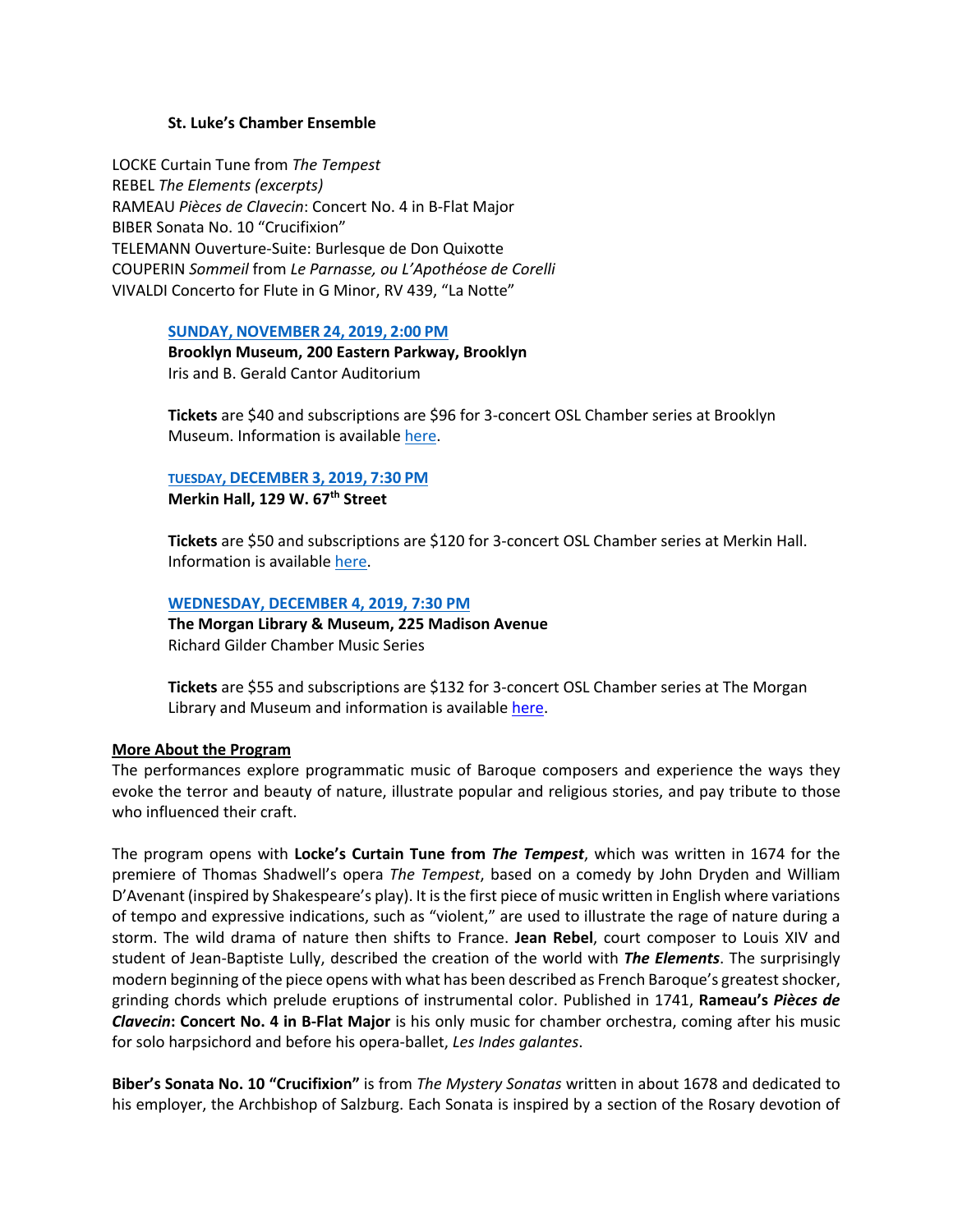**St. Luke's Chamber Ensemble**

LOCKE Curtain Tune from *The Tempest*
REBEL *The Elements (excerpts)*
RAMEAU *Pièces de Clavecin*: Concert No. 4 in B-Flat Major
BIBER Sonata No. 10 "Crucifixion"
TELEMANN Ouverture-Suite: Burlesque de Don Quixotte
COUPERIN *Sommeil* from *Le Parnasse, ou L'Apothéose de Corelli*
VIVALDI Concerto for Flute in G Minor, RV 439, "La Notte"

**SUNDAY, NOVEMBER 24, 2019, 2:00 PM**
**Brooklyn Museum, 200 Eastern Parkway, Brooklyn**
Iris and B. Gerald Cantor Auditorium

**Tickets** are $40 and subscriptions are $96 for 3-concert OSL Chamber series at Brooklyn Museum. Information is available here.

**TUESDAY, DECEMBER 3, 2019, 7:30 PM**
**Merkin Hall, 129 W. 67th Street**

**Tickets** are $50 and subscriptions are $120 for 3-concert OSL Chamber series at Merkin Hall. Information is available here.

**WEDNESDAY, DECEMBER 4, 2019, 7:30 PM**
**The Morgan Library & Museum, 225 Madison Avenue**
Richard Gilder Chamber Music Series

**Tickets** are $55 and subscriptions are $132 for 3-concert OSL Chamber series at The Morgan Library and Museum and information is available here.

**More About the Program**

The performances explore programmatic music of Baroque composers and experience the ways they evoke the terror and beauty of nature, illustrate popular and religious stories, and pay tribute to those who influenced their craft.

The program opens with **Locke's Curtain Tune from *The Tempest***, which was written in 1674 for the premiere of Thomas Shadwell's opera *The Tempest*, based on a comedy by John Dryden and William D'Avenant (inspired by Shakespeare's play). It is the first piece of music written in English where variations of tempo and expressive indications, such as "violent," are used to illustrate the rage of nature during a storm. The wild drama of nature then shifts to France. **Jean Rebel**, court composer to Louis XIV and student of Jean-Baptiste Lully, described the creation of the world with ***The Elements***. The surprisingly modern beginning of the piece opens with what has been described as French Baroque's greatest shocker, grinding chords which prelude eruptions of instrumental color. Published in 1741, **Rameau's *Pièces de Clavecin*: Concert No. 4 in B-Flat Major** is his only music for chamber orchestra, coming after his music for solo harpsichord and before his opera-ballet, *Les Indes galantes*.

**Biber's Sonata No. 10 "Crucifixion"** is from *The Mystery Sonatas* written in about 1678 and dedicated to his employer, the Archbishop of Salzburg. Each Sonata is inspired by a section of the Rosary devotion of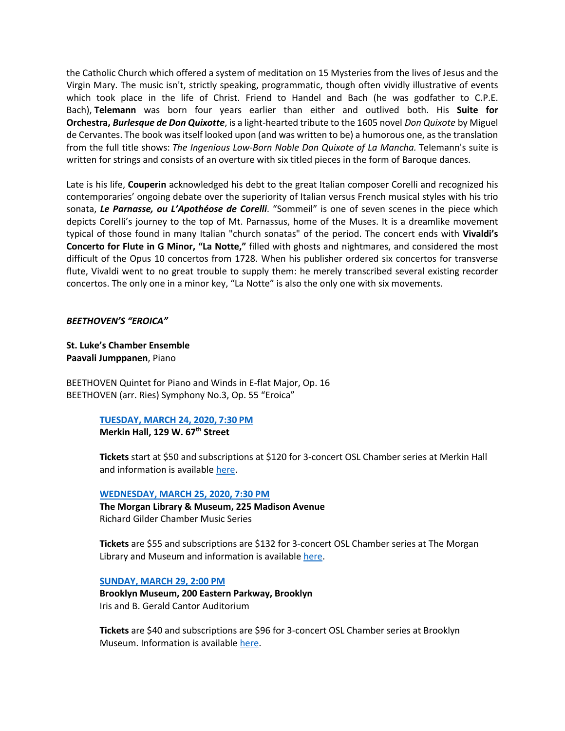the Catholic Church which offered a system of meditation on 15 Mysteries from the lives of Jesus and the Virgin Mary. The music isn't, strictly speaking, programmatic, though often vividly illustrative of events which took place in the life of Christ. Friend to Handel and Bach (he was godfather to C.P.E. Bach), **Telemann** was born four years earlier than either and outlived both. His **Suite for Orchestra, *Burlesque de Don Quixotte***, is a light-hearted tribute to the 1605 novel *Don Quixote* by Miguel de Cervantes. The book was itself looked upon (and was written to be) a humorous one, as the translation from the full title shows: *The Ingenious Low-Born Noble Don Quixote of La Mancha.* Telemann's suite is written for strings and consists of an overture with six titled pieces in the form of Baroque dances.

Late is his life, **Couperin** acknowledged his debt to the great Italian composer Corelli and recognized his contemporaries' ongoing debate over the superiority of Italian versus French musical styles with his trio sonata, ***Le Parnasse, ou L'Apothéose de Corelli***. "Sommeil" is one of seven scenes in the piece which depicts Corelli's journey to the top of Mt. Parnassus, home of the Muses. It is a dreamlike movement typical of those found in many Italian "church sonatas" of the period. The concert ends with **Vivaldi's Concerto for Flute in G Minor, "La Notte,"** filled with ghosts and nightmares, and considered the most difficult of the Opus 10 concertos from 1728. When his publisher ordered six concertos for transverse flute, Vivaldi went to no great trouble to supply them: he merely transcribed several existing recorder concertos. The only one in a minor key, "La Notte" is also the only one with six movements.

***BEETHOVEN'S "EROICA"***

**St. Luke's Chamber Ensemble**
**Paavali Jumppanen**, Piano

BEETHOVEN Quintet for Piano and Winds in E-flat Major, Op. 16
BEETHOVEN (arr. Ries) Symphony No.3, Op. 55 "Eroica"

**TUESDAY, MARCH 24, 2020, 7:30 PM**
**Merkin Hall, 129 W. 67th Street**

**Tickets** start at $50 and subscriptions at $120 for 3-concert OSL Chamber series at Merkin Hall and information is available here.

**WEDNESDAY, MARCH 25, 2020, 7:30 PM**
**The Morgan Library & Museum, 225 Madison Avenue**
Richard Gilder Chamber Music Series

**Tickets** are $55 and subscriptions are $132 for 3-concert OSL Chamber series at The Morgan Library and Museum and information is available here.

**SUNDAY, MARCH 29, 2:00 PM**
**Brooklyn Museum, 200 Eastern Parkway, Brooklyn**
Iris and B. Gerald Cantor Auditorium

**Tickets** are $40 and subscriptions are $96 for 3-concert OSL Chamber series at Brooklyn Museum. Information is available here.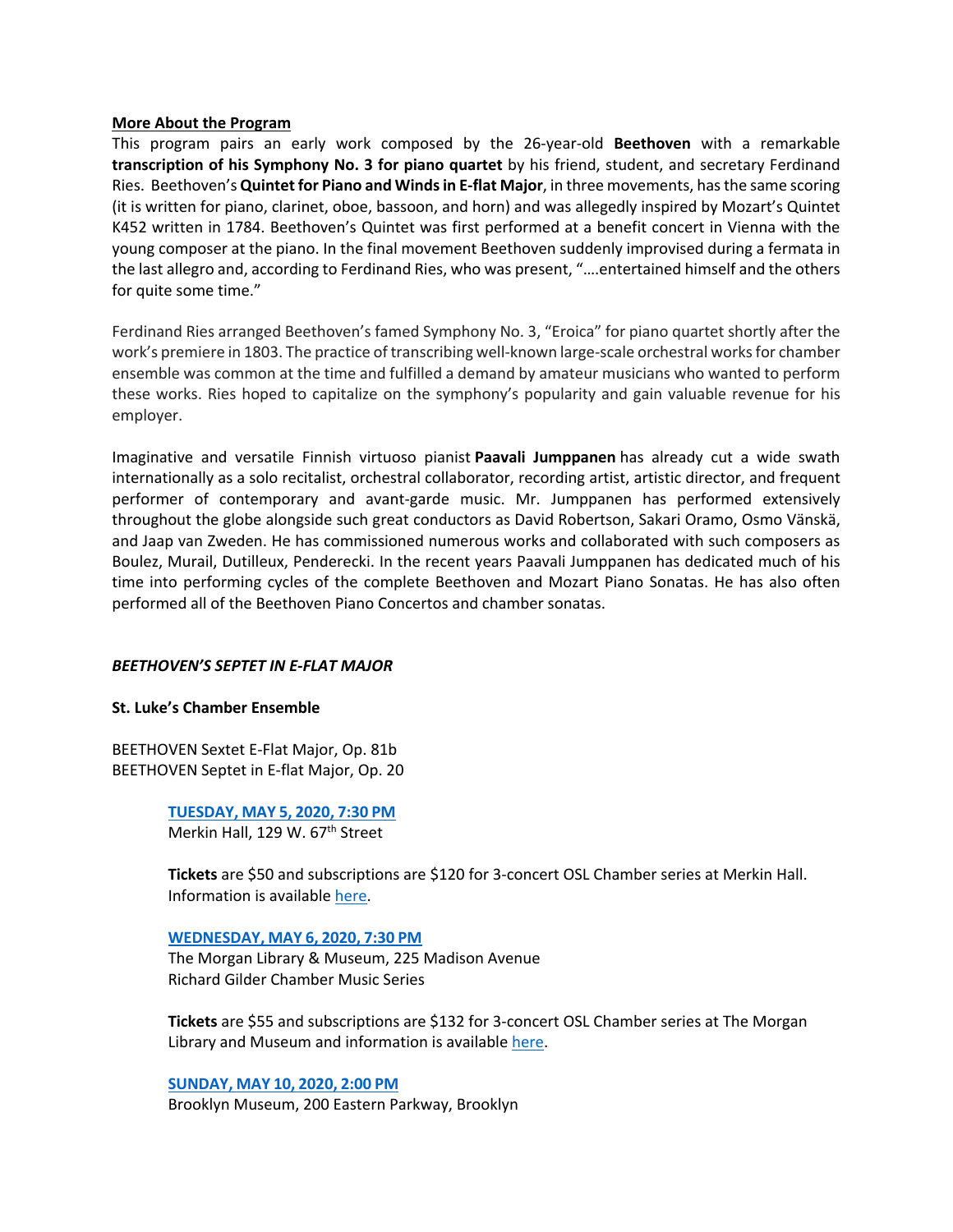**More About the Program**

This program pairs an early work composed by the 26-year-old **Beethoven** with a remarkable **transcription of his Symphony No. 3 for piano quartet** by his friend, student, and secretary Ferdinand Ries. Beethoven's **Quintet for Piano and Winds in E-flat Major**, in three movements, has the same scoring (it is written for piano, clarinet, oboe, bassoon, and horn) and was allegedly inspired by Mozart's Quintet K452 written in 1784. Beethoven's Quintet was first performed at a benefit concert in Vienna with the young composer at the piano. In the final movement Beethoven suddenly improvised during a fermata in the last allegro and, according to Ferdinand Ries, who was present, "….entertained himself and the others for quite some time."

Ferdinand Ries arranged Beethoven's famed Symphony No. 3, "Eroica" for piano quartet shortly after the work's premiere in 1803. The practice of transcribing well-known large-scale orchestral works for chamber ensemble was common at the time and fulfilled a demand by amateur musicians who wanted to perform these works. Ries hoped to capitalize on the symphony's popularity and gain valuable revenue for his employer.

Imaginative and versatile Finnish virtuoso pianist **Paavali Jumppanen** has already cut a wide swath internationally as a solo recitalist, orchestral collaborator, recording artist, artistic director, and frequent performer of contemporary and avant-garde music. Mr. Jumppanen has performed extensively throughout the globe alongside such great conductors as David Robertson, Sakari Oramo, Osmo Vänskä, and Jaap van Zweden. He has commissioned numerous works and collaborated with such composers as Boulez, Murail, Dutilleux, Penderecki. In the recent years Paavali Jumppanen has dedicated much of his time into performing cycles of the complete Beethoven and Mozart Piano Sonatas. He has also often performed all of the Beethoven Piano Concertos and chamber sonatas.

***BEETHOVEN'S SEPTET IN E-FLAT MAJOR***

**St. Luke's Chamber Ensemble**

BEETHOVEN Sextet E-Flat Major, Op. 81b
BEETHOVEN Septet in E-flat Major, Op. 20

**TUESDAY, MAY 5, 2020, 7:30 PM**
Merkin Hall, 129 W. 67th Street

**Tickets** are $50 and subscriptions are $120 for 3-concert OSL Chamber series at Merkin Hall. Information is available here.

**WEDNESDAY, MAY 6, 2020, 7:30 PM**
The Morgan Library & Museum, 225 Madison Avenue
Richard Gilder Chamber Music Series

**Tickets** are $55 and subscriptions are $132 for 3-concert OSL Chamber series at The Morgan Library and Museum and information is available here.

**SUNDAY, MAY 10, 2020, 2:00 PM**
Brooklyn Museum, 200 Eastern Parkway, Brooklyn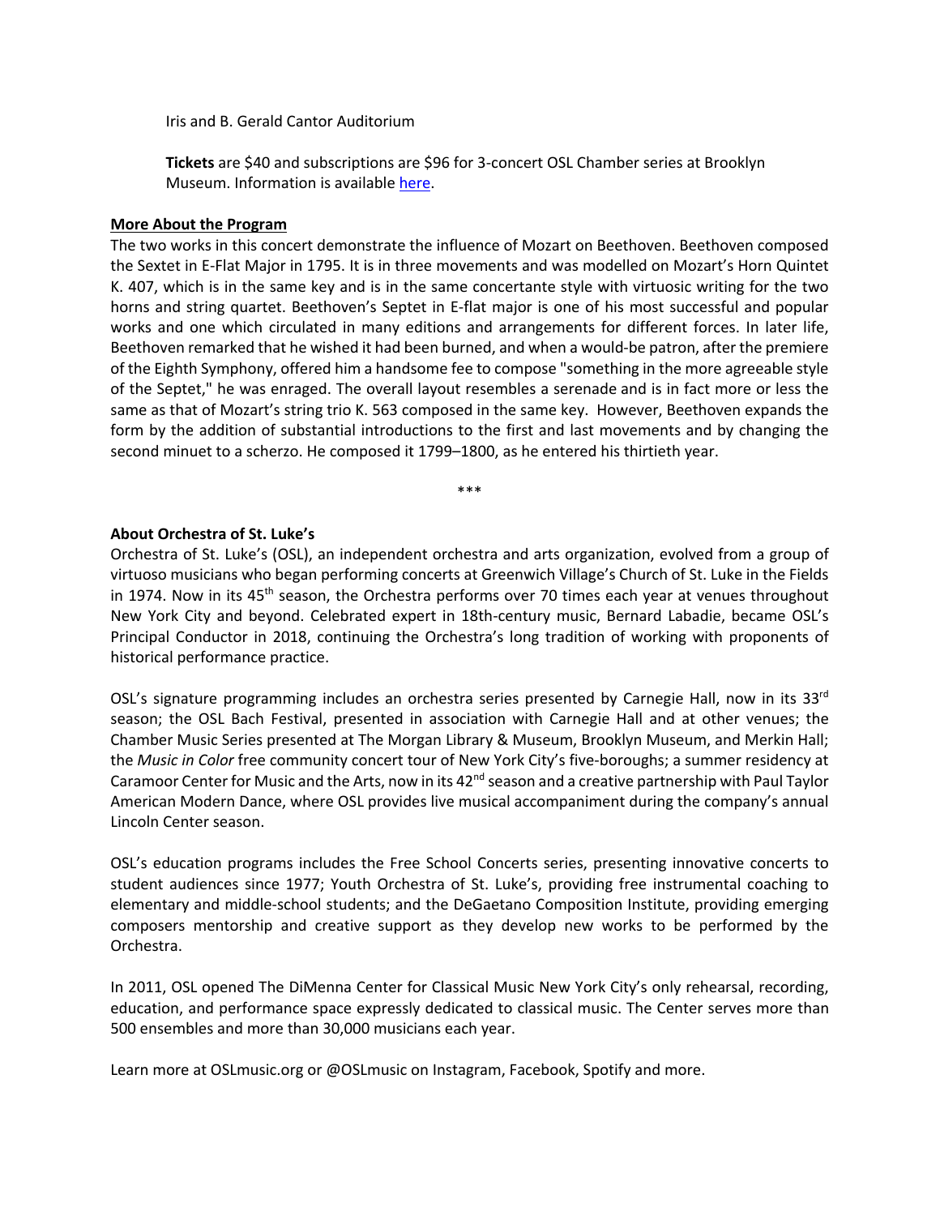Iris and B. Gerald Cantor Auditorium

**Tickets** are $40 and subscriptions are $96 for 3-concert OSL Chamber series at Brooklyn Museum. Information is available here.

**More About the Program**

The two works in this concert demonstrate the influence of Mozart on Beethoven. Beethoven composed the Sextet in E-Flat Major in 1795. It is in three movements and was modelled on Mozart's Horn Quintet K. 407, which is in the same key and is in the same concertante style with virtuosic writing for the two horns and string quartet. Beethoven's Septet in E-flat major is one of his most successful and popular works and one which circulated in many editions and arrangements for different forces. In later life, Beethoven remarked that he wished it had been burned, and when a would-be patron, after the premiere of the Eighth Symphony, offered him a handsome fee to compose "something in the more agreeable style of the Septet," he was enraged. The overall layout resembles a serenade and is in fact more or less the same as that of Mozart's string trio K. 563 composed in the same key. However, Beethoven expands the form by the addition of substantial introductions to the first and last movements and by changing the second minuet to a scherzo. He composed it 1799–1800, as he entered his thirtieth year.

***

**About Orchestra of St. Luke's**

Orchestra of St. Luke's (OSL), an independent orchestra and arts organization, evolved from a group of virtuoso musicians who began performing concerts at Greenwich Village's Church of St. Luke in the Fields in 1974. Now in its 45th season, the Orchestra performs over 70 times each year at venues throughout New York City and beyond. Celebrated expert in 18th-century music, Bernard Labadie, became OSL's Principal Conductor in 2018, continuing the Orchestra's long tradition of working with proponents of historical performance practice.

OSL's signature programming includes an orchestra series presented by Carnegie Hall, now in its 33rd season; the OSL Bach Festival, presented in association with Carnegie Hall and at other venues; the Chamber Music Series presented at The Morgan Library & Museum, Brooklyn Museum, and Merkin Hall; the *Music in Color* free community concert tour of New York City's five-boroughs; a summer residency at Caramoor Center for Music and the Arts, now in its 42nd season and a creative partnership with Paul Taylor American Modern Dance, where OSL provides live musical accompaniment during the company's annual Lincoln Center season.

OSL's education programs includes the Free School Concerts series, presenting innovative concerts to student audiences since 1977; Youth Orchestra of St. Luke's, providing free instrumental coaching to elementary and middle-school students; and the DeGaetano Composition Institute, providing emerging composers mentorship and creative support as they develop new works to be performed by the Orchestra.

In 2011, OSL opened The DiMenna Center for Classical Music New York City's only rehearsal, recording, education, and performance space expressly dedicated to classical music. The Center serves more than 500 ensembles and more than 30,000 musicians each year.

Learn more at OSLmusic.org or @OSLmusic on Instagram, Facebook, Spotify and more.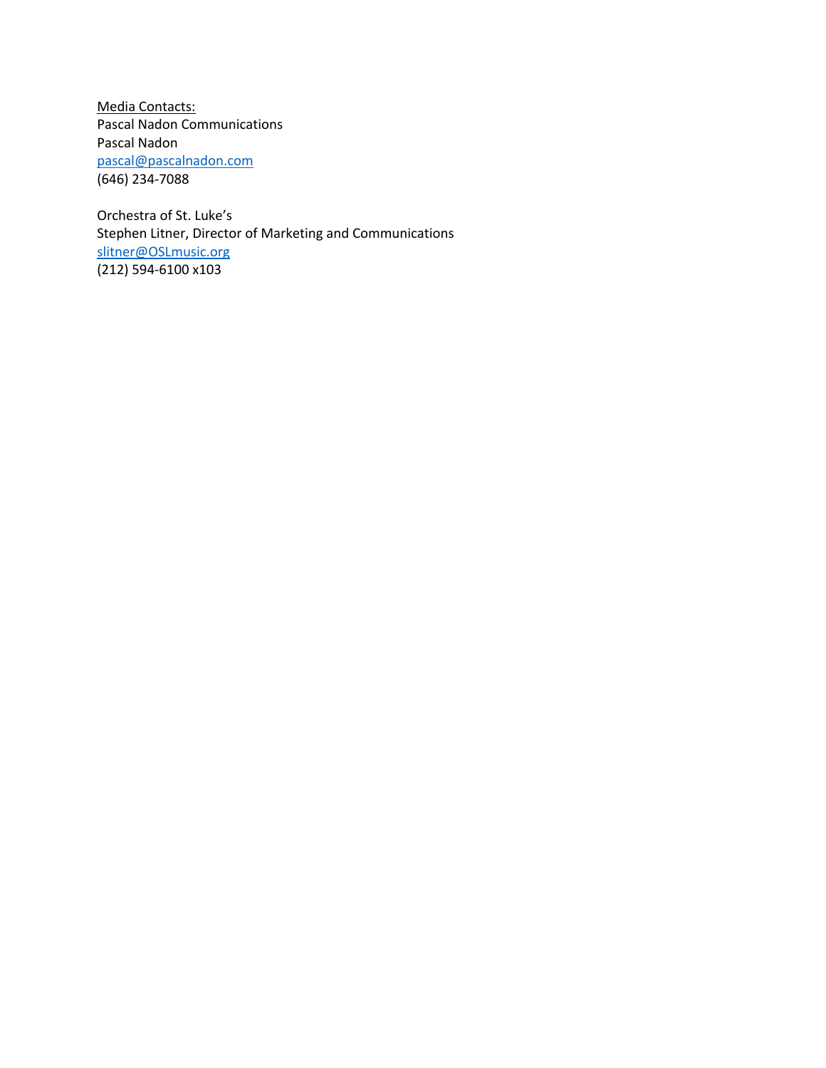Media Contacts:
Pascal Nadon Communications
Pascal Nadon
pascal@pascalnadon.com
(646) 234-7088

Orchestra of St. Luke's
Stephen Litner, Director of Marketing and Communications
slitner@OSLmusic.org
(212) 594-6100 x103